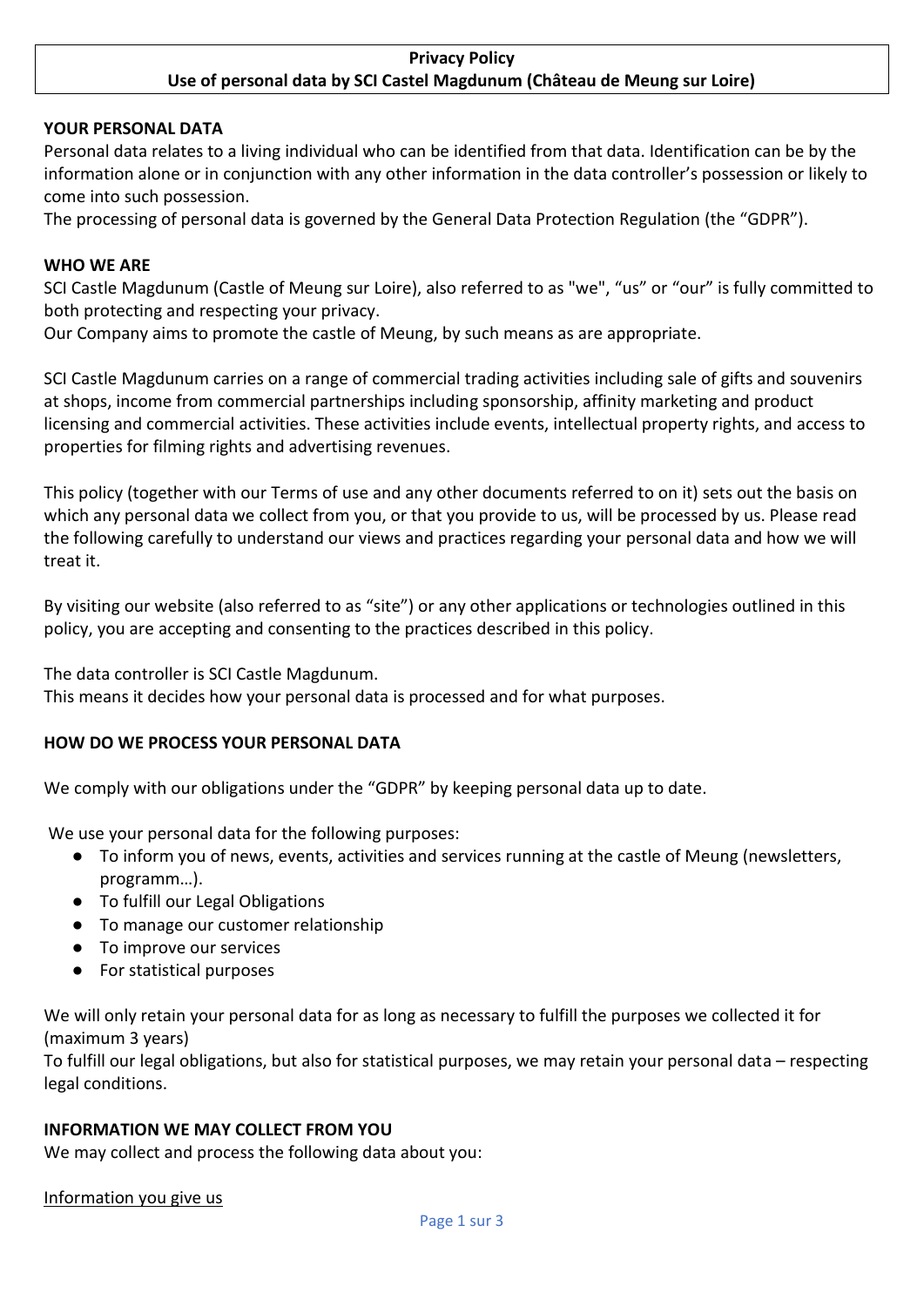**Privacy Policy**
**Use of personal data by SCI Castel Magdunum (Château de Meung sur Loire)**

**YOUR PERSONAL DATA**

Personal data relates to a living individual who can be identified from that data. Identification can be by the information alone or in conjunction with any other information in the data controller's possession or likely to come into such possession.

The processing of personal data is governed by the General Data Protection Regulation (the "GDPR").

**WHO WE ARE**

SCI Castle Magdunum (Castle of Meung sur Loire), also referred to as "we", "us" or "our" is fully committed to both protecting and respecting your privacy.

Our Company aims to promote the castle of Meung, by such means as are appropriate.

SCI Castle Magdunum carries on a range of commercial trading activities including sale of gifts and souvenirs at shops, income from commercial partnerships including sponsorship, affinity marketing and product licensing and commercial activities. These activities include events, intellectual property rights, and access to properties for filming rights and advertising revenues.

This policy (together with our Terms of use and any other documents referred to on it) sets out the basis on which any personal data we collect from you, or that you provide to us, will be processed by us. Please read the following carefully to understand our views and practices regarding your personal data and how we will treat it.

By visiting our website (also referred to as "site") or any other applications or technologies outlined in this policy, you are accepting and consenting to the practices described in this policy.

The data controller is SCI Castle Magdunum.

This means it decides how your personal data is processed and for what purposes.

**HOW DO WE PROCESS YOUR PERSONAL DATA**

We comply with our obligations under the "GDPR" by keeping personal data up to date.

We use your personal data for the following purposes:

- To inform you of news, events, activities and services running at the castle of Meung (newsletters, programm…).
- To fulfill our Legal Obligations
- To manage our customer relationship
- To improve our services
- For statistical purposes

We will only retain your personal data for as long as necessary to fulfill the purposes we collected it for (maximum 3 years)

To fulfill our legal obligations, but also for statistical purposes, we may retain your personal data – respecting legal conditions.

**INFORMATION WE MAY COLLECT FROM YOU**

We may collect and process the following data about you:

<u>Information you give us</u>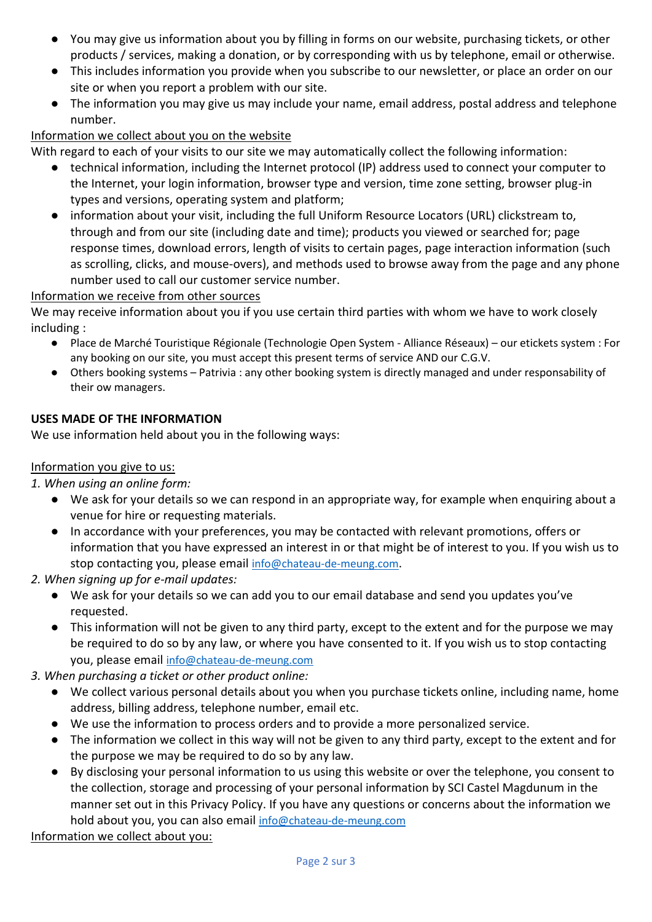- You may give us information about you by filling in forms on our website, purchasing tickets, or other products / services, making a donation, or by corresponding with us by telephone, email or otherwise.
- This includes information you provide when you subscribe to our newsletter, or place an order on our site or when you report a problem with our site.
- The information you may give us may include your name, email address, postal address and telephone number.

Information we collect about you on the website

With regard to each of your visits to our site we may automatically collect the following information:

- technical information, including the Internet protocol (IP) address used to connect your computer to the Internet, your login information, browser type and version, time zone setting, browser plug-in types and versions, operating system and platform;
- information about your visit, including the full Uniform Resource Locators (URL) clickstream to, through and from our site (including date and time); products you viewed or searched for; page response times, download errors, length of visits to certain pages, page interaction information (such as scrolling, clicks, and mouse-overs), and methods used to browse away from the page and any phone number used to call our customer service number.

Information we receive from other sources

We may receive information about you if you use certain third parties with whom we have to work closely including :

- Place de Marché Touristique Régionale (Technologie Open System - Alliance Réseaux) – our etickets system : For any booking on our site, you must accept this present terms of service AND our C.G.V.
- Others booking systems – Patrivia : any other booking system is directly managed and under responsability of their ow managers.

**USES MADE OF THE INFORMATION**

We use information held about you in the following ways:

Information you give to us:

*1. When using an online form:*

- We ask for your details so we can respond in an appropriate way, for example when enquiring about a venue for hire or requesting materials.
- In accordance with your preferences, you may be contacted with relevant promotions, offers or information that you have expressed an interest in or that might be of interest to you. If you wish us to stop contacting you, please email info@chateau-de-meung.com.

*2. When signing up for e-mail updates:*

- We ask for your details so we can add you to our email database and send you updates you've requested.
- This information will not be given to any third party, except to the extent and for the purpose we may be required to do so by any law, or where you have consented to it. If you wish us to stop contacting you, please email info@chateau-de-meung.com

*3. When purchasing a ticket or other product online:*

- We collect various personal details about you when you purchase tickets online, including name, home address, billing address, telephone number, email etc.
- We use the information to process orders and to provide a more personalized service.
- The information we collect in this way will not be given to any third party, except to the extent and for the purpose we may be required to do so by any law.
- By disclosing your personal information to us using this website or over the telephone, you consent to the collection, storage and processing of your personal information by SCI Castel Magdunum in the manner set out in this Privacy Policy. If you have any questions or concerns about the information we hold about you, you can also email info@chateau-de-meung.com

Information we collect about you: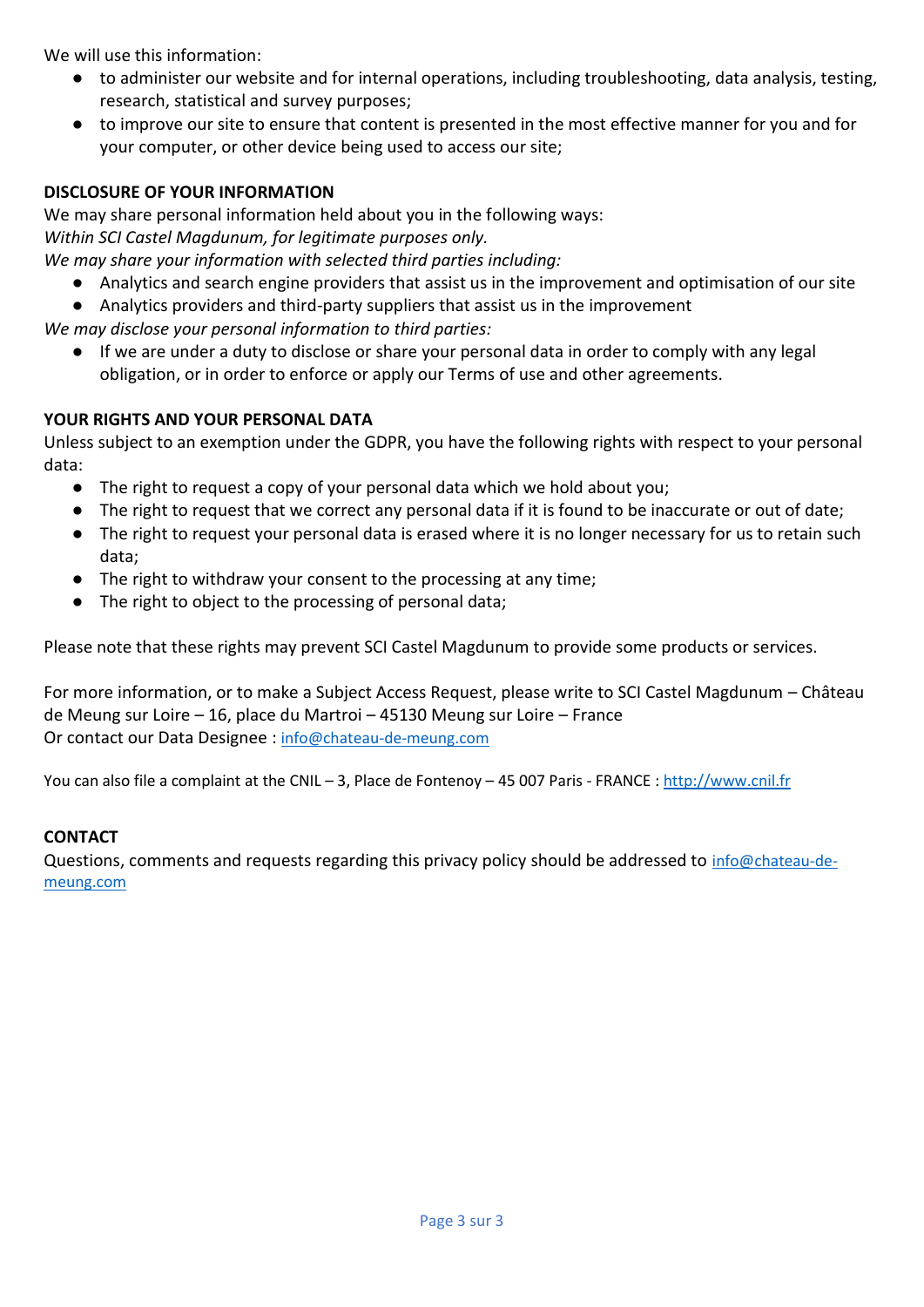We will use this information:

- to administer our website and for internal operations, including troubleshooting, data analysis, testing, research, statistical and survey purposes;
- to improve our site to ensure that content is presented in the most effective manner for you and for your computer, or other device being used to access our site;

**DISCLOSURE OF YOUR INFORMATION**

We may share personal information held about you in the following ways:
*Within SCI Castel Magdunum, for legitimate purposes only.*
*We may share your information with selected third parties including:*

- Analytics and search engine providers that assist us in the improvement and optimisation of our site
- Analytics providers and third-party suppliers that assist us in the improvement

*We may disclose your personal information to third parties:*

- If we are under a duty to disclose or share your personal data in order to comply with any legal obligation, or in order to enforce or apply our Terms of use and other agreements.

**YOUR RIGHTS AND YOUR PERSONAL DATA**

Unless subject to an exemption under the GDPR, you have the following rights with respect to your personal data:

- The right to request a copy of your personal data which we hold about you;
- The right to request that we correct any personal data if it is found to be inaccurate or out of date;
- The right to request your personal data is erased where it is no longer necessary for us to retain such data;
- The right to withdraw your consent to the processing at any time;
- The right to object to the processing of personal data;

Please note that these rights may prevent SCI Castel Magdunum to provide some products or services.

For more information, or to make a Subject Access Request, please write to SCI Castel Magdunum – Château de Meung sur Loire – 16, place du Martroi – 45130 Meung sur Loire – France
Or contact our Data Designee : info@chateau-de-meung.com

You can also file a complaint at the CNIL – 3, Place de Fontenoy – 45 007 Paris - FRANCE : http://www.cnil.fr

**CONTACT**

Questions, comments and requests regarding this privacy policy should be addressed to info@chateau-de-meung.com